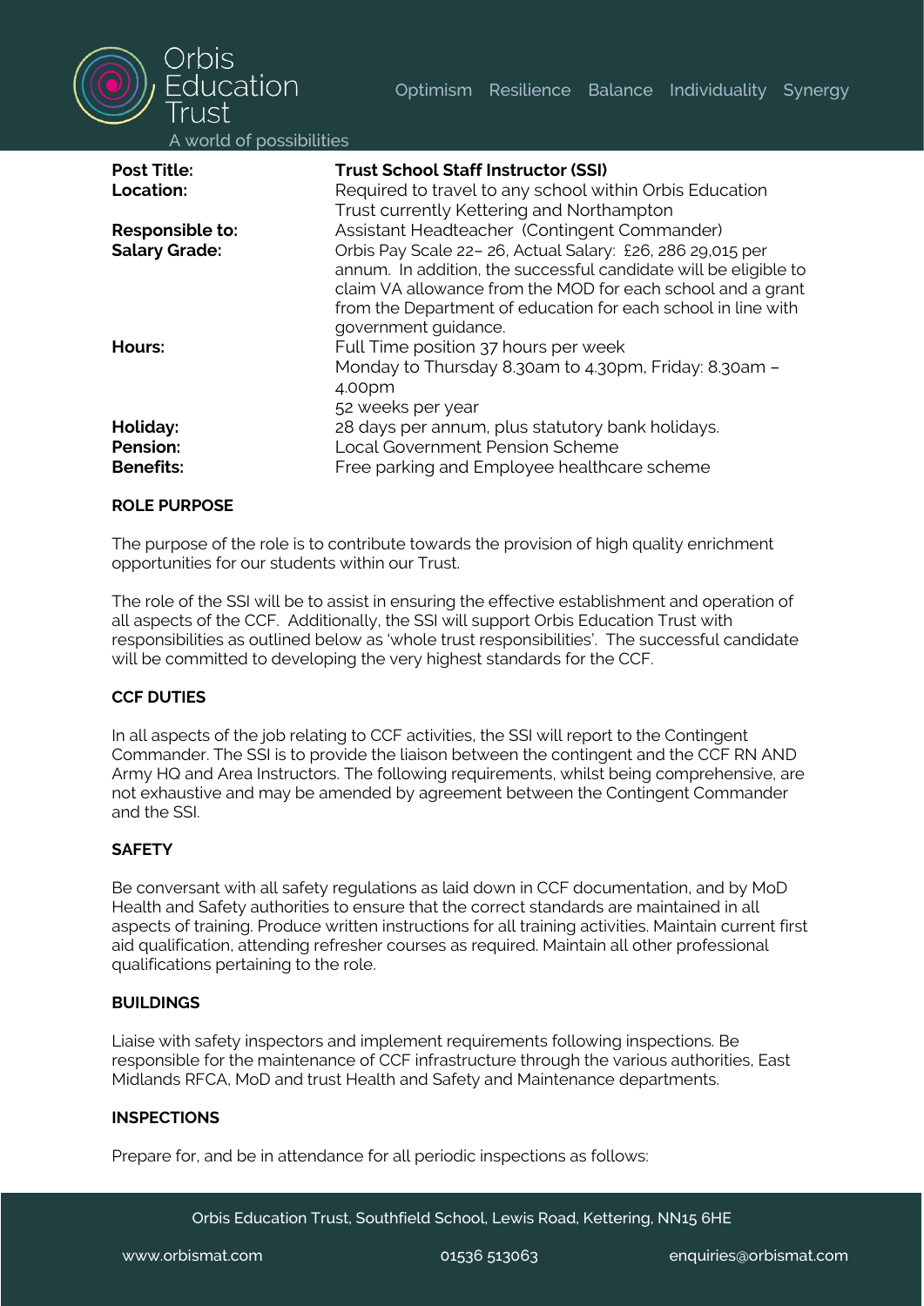| | |
|---|---|
| **Post Title:** | **Trust School Staff Instructor (SSI)** |
| **Location:** | Required to travel to any school within Orbis Education Trust currently Kettering and Northampton |
| **Responsible to:** | Assistant Headteacher (Contingent Commander) |
| **Salary Grade:** | Orbis Pay Scale 22– 26, Actual Salary: £26, 286 29,015 per annum. In addition, the successful candidate will be eligible to claim VA allowance from the MOD for each school and a grant from the Department of education for each school in line with government guidance. |
| **Hours:** | Full Time position 37 hours per week<br>Monday to Thursday 8.30am to 4.30pm, Friday: 8.30am – 4.00pm<br>52 weeks per year |
| **Holiday:** | 28 days per annum, plus statutory bank holidays. |
| **Pension:** | Local Government Pension Scheme |
| **Benefits:** | Free parking and Employee healthcare scheme |

## ROLE PURPOSE

The purpose of the role is to contribute towards the provision of high quality enrichment opportunities for our students within our Trust.

The role of the SSI will be to assist in ensuring the effective establishment and operation of all aspects of the CCF. Additionally, the SSI will support Orbis Education Trust with responsibilities as outlined below as 'whole trust responsibilities'. The successful candidate will be committed to developing the very highest standards for the CCF.

## CCF DUTIES

In all aspects of the job relating to CCF activities, the SSI will report to the Contingent Commander. The SSI is to provide the liaison between the contingent and the CCF RN AND Army HQ and Area Instructors. The following requirements, whilst being comprehensive, are not exhaustive and may be amended by agreement between the Contingent Commander and the SSI.

## SAFETY

Be conversant with all safety regulations as laid down in CCF documentation, and by MoD Health and Safety authorities to ensure that the correct standards are maintained in all aspects of training. Produce written instructions for all training activities. Maintain current first aid qualification, attending refresher courses as required. Maintain all other professional qualifications pertaining to the role.

## BUILDINGS

Liaise with safety inspectors and implement requirements following inspections. Be responsible for the maintenance of CCF infrastructure through the various authorities, East Midlands RFCA, MoD and trust Health and Safety and Maintenance departments.

## INSPECTIONS

Prepare for, and be in attendance for all periodic inspections as follows: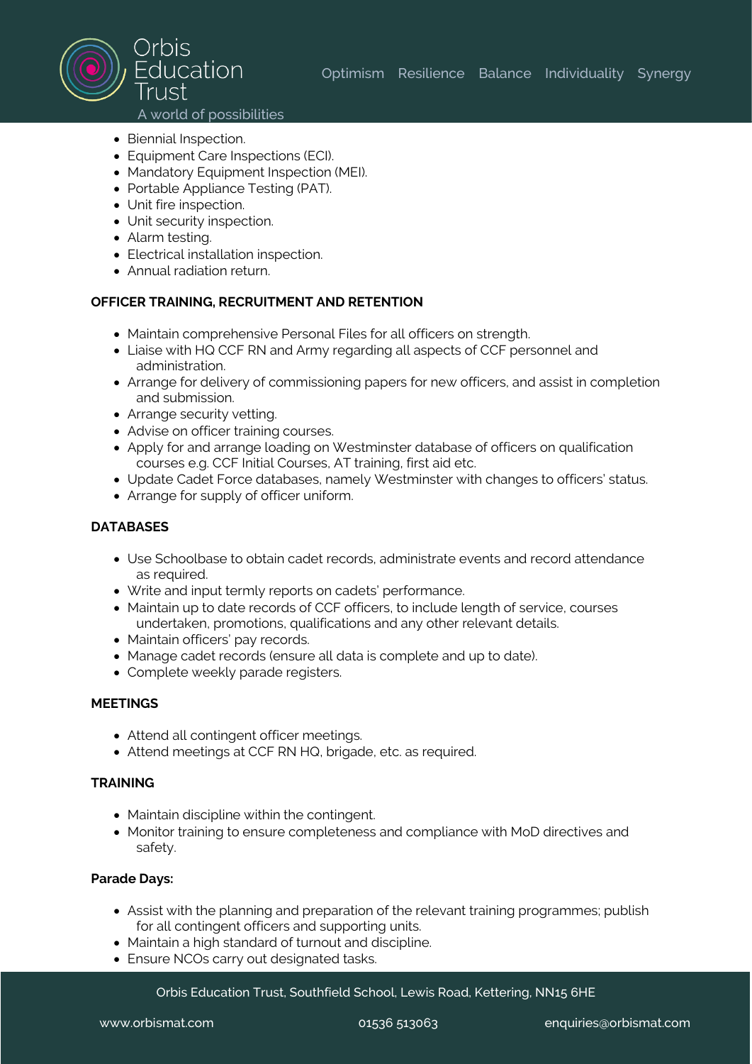- Biennial Inspection.
- Equipment Care Inspections (ECI).
- Mandatory Equipment Inspection (MEI).
- Portable Appliance Testing (PAT).
- Unit fire inspection.
- Unit security inspection.
- Alarm testing.
- Electrical installation inspection.
- Annual radiation return.

**OFFICER TRAINING, RECRUITMENT AND RETENTION**

- Maintain comprehensive Personal Files for all officers on strength.
- Liaise with HQ CCF RN and Army regarding all aspects of CCF personnel and administration.
- Arrange for delivery of commissioning papers for new officers, and assist in completion and submission.
- Arrange security vetting.
- Advise on officer training courses.
- Apply for and arrange loading on Westminster database of officers on qualification courses e.g. CCF Initial Courses, AT training, first aid etc.
- Update Cadet Force databases, namely Westminster with changes to officers' status.
- Arrange for supply of officer uniform.

**DATABASES**

- Use Schoolbase to obtain cadet records, administrate events and record attendance as required.
- Write and input termly reports on cadets' performance.
- Maintain up to date records of CCF officers, to include length of service, courses undertaken, promotions, qualifications and any other relevant details.
- Maintain officers' pay records.
- Manage cadet records (ensure all data is complete and up to date).
- Complete weekly parade registers.

**MEETINGS**

- Attend all contingent officer meetings.
- Attend meetings at CCF RN HQ, brigade, etc. as required.

**TRAINING**

- Maintain discipline within the contingent.
- Monitor training to ensure completeness and compliance with MoD directives and safety.

**Parade Days:**

- Assist with the planning and preparation of the relevant training programmes; publish for all contingent officers and supporting units.
- Maintain a high standard of turnout and discipline.
- Ensure NCOs carry out designated tasks.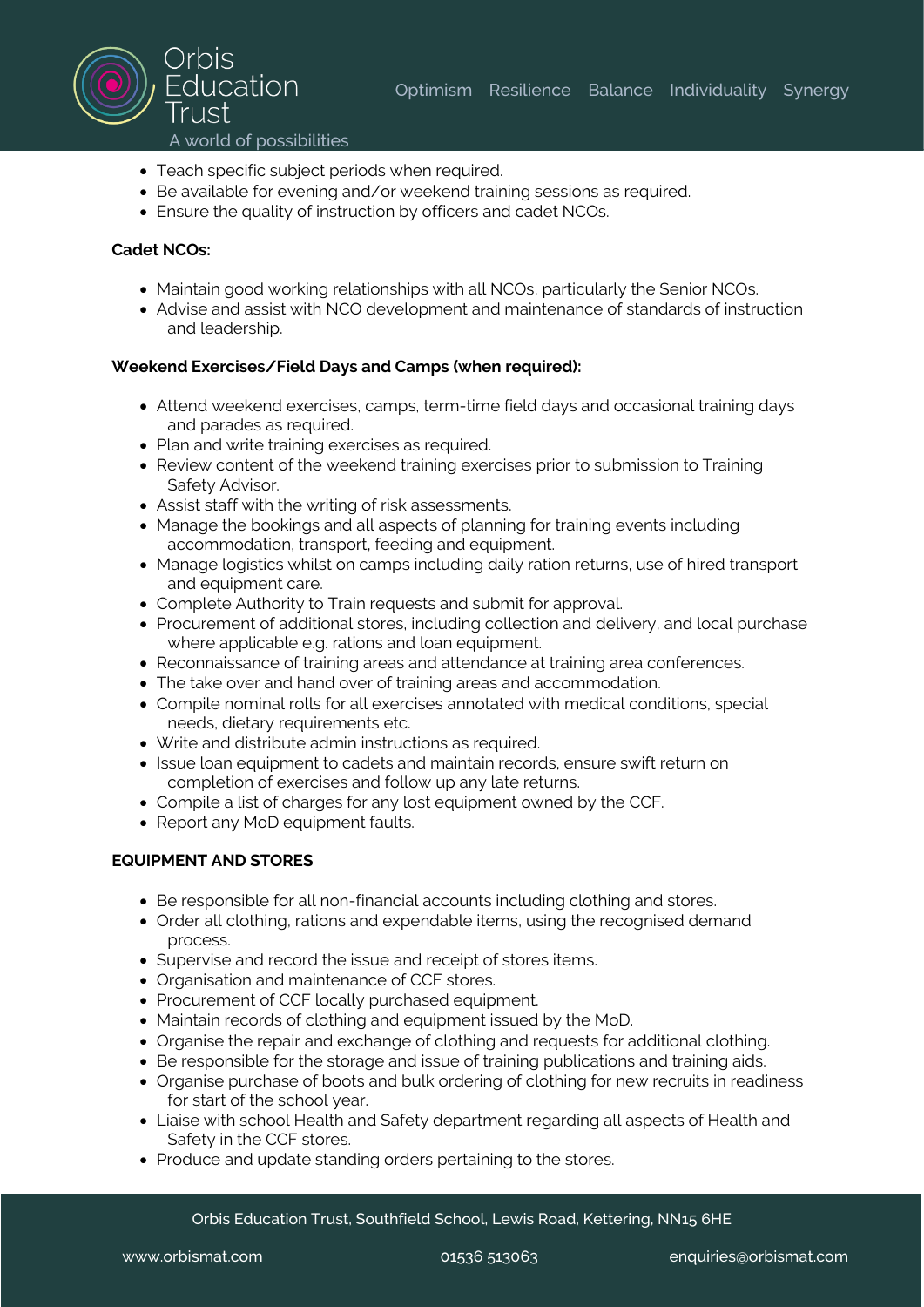- Teach specific subject periods when required.
- Be available for evening and/or weekend training sessions as required.
- Ensure the quality of instruction by officers and cadet NCOs.

**Cadet NCOs:**

- Maintain good working relationships with all NCOs, particularly the Senior NCOs.
- Advise and assist with NCO development and maintenance of standards of instruction and leadership.

**Weekend Exercises/Field Days and Camps (when required):**

- Attend weekend exercises, camps, term-time field days and occasional training days and parades as required.
- Plan and write training exercises as required.
- Review content of the weekend training exercises prior to submission to Training Safety Advisor.
- Assist staff with the writing of risk assessments.
- Manage the bookings and all aspects of planning for training events including accommodation, transport, feeding and equipment.
- Manage logistics whilst on camps including daily ration returns, use of hired transport and equipment care.
- Complete Authority to Train requests and submit for approval.
- Procurement of additional stores, including collection and delivery, and local purchase where applicable e.g. rations and loan equipment.
- Reconnaissance of training areas and attendance at training area conferences.
- The take over and hand over of training areas and accommodation.
- Compile nominal rolls for all exercises annotated with medical conditions, special needs, dietary requirements etc.
- Write and distribute admin instructions as required.
- Issue loan equipment to cadets and maintain records, ensure swift return on completion of exercises and follow up any late returns.
- Compile a list of charges for any lost equipment owned by the CCF.
- Report any MoD equipment faults.

**EQUIPMENT AND STORES**

- Be responsible for all non-financial accounts including clothing and stores.
- Order all clothing, rations and expendable items, using the recognised demand process.
- Supervise and record the issue and receipt of stores items.
- Organisation and maintenance of CCF stores.
- Procurement of CCF locally purchased equipment.
- Maintain records of clothing and equipment issued by the MoD.
- Organise the repair and exchange of clothing and requests for additional clothing.
- Be responsible for the storage and issue of training publications and training aids.
- Organise purchase of boots and bulk ordering of clothing for new recruits in readiness for start of the school year.
- Liaise with school Health and Safety department regarding all aspects of Health and Safety in the CCF stores.
- Produce and update standing orders pertaining to the stores.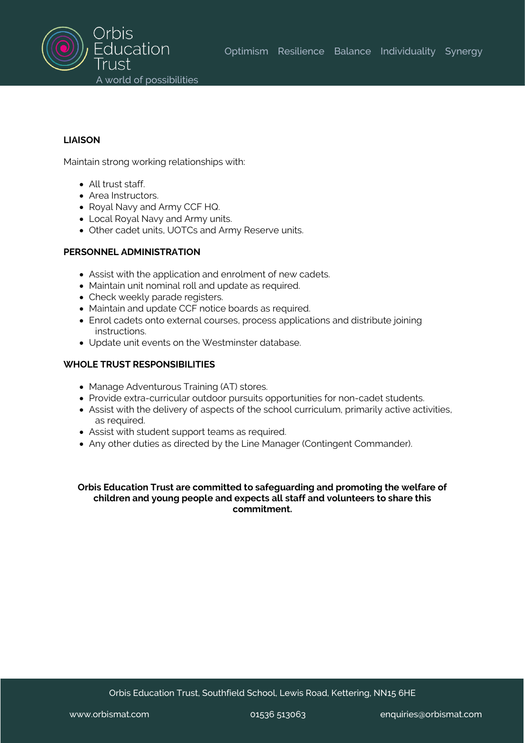**LIAISON**

Maintain strong working relationships with:

- All trust staff.
- Area Instructors.
- Royal Navy and Army CCF HQ.
- Local Royal Navy and Army units.
- Other cadet units, UOTCs and Army Reserve units.

**PERSONNEL ADMINISTRATION**

- Assist with the application and enrolment of new cadets.
- Maintain unit nominal roll and update as required.
- Check weekly parade registers.
- Maintain and update CCF notice boards as required.
- Enrol cadets onto external courses, process applications and distribute joining instructions.
- Update unit events on the Westminster database.

**WHOLE TRUST RESPONSIBILITIES**

- Manage Adventurous Training (AT) stores.
- Provide extra-curricular outdoor pursuits opportunities for non-cadet students.
- Assist with the delivery of aspects of the school curriculum, primarily active activities, as required.
- Assist with student support teams as required.
- Any other duties as directed by the Line Manager (Contingent Commander).

**Orbis Education Trust are committed to safeguarding and promoting the welfare of children and young people and expects all staff and volunteers to share this commitment.**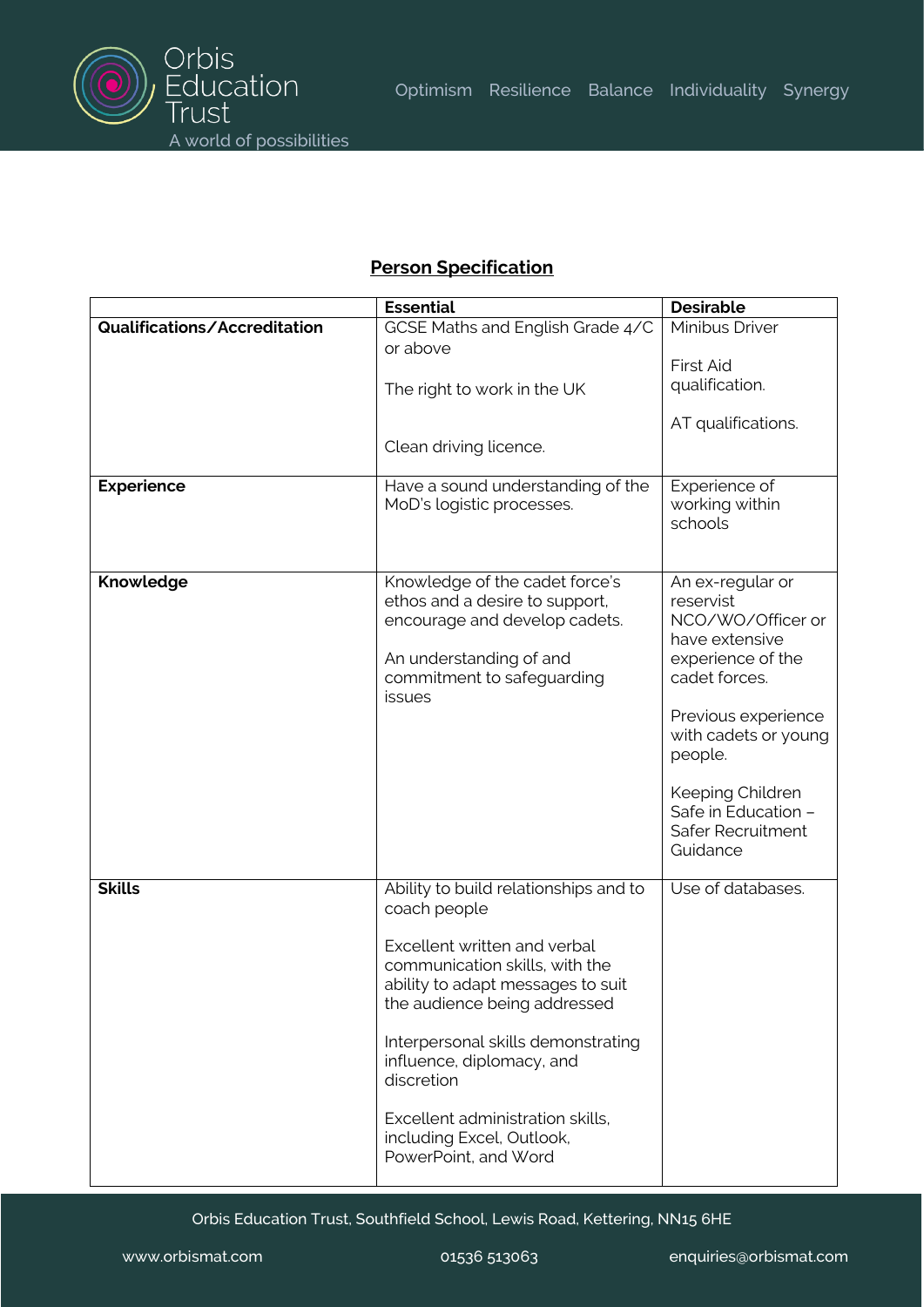## Person Specification

| | Essential | Desirable |
|---|---|---|
| **Qualifications/Accreditation** | GCSE Maths and English Grade 4/C or above<br><br>The right to work in the UK<br><br>Clean driving licence. | Minibus Driver<br><br>First Aid qualification.<br><br>AT qualifications. |
| **Experience** | Have a sound understanding of the MoD's logistic processes. | Experience of working within schools |
| **Knowledge** | Knowledge of the cadet force's ethos and a desire to support, encourage and develop cadets.<br><br>An understanding of and commitment to safeguarding issues | An ex-regular or reservist NCO/WO/Officer or have extensive experience of the cadet forces.<br><br>Previous experience with cadets or young people.<br><br>Keeping Children Safe in Education – Safer Recruitment Guidance |
| **Skills** | Ability to build relationships and to coach people<br><br>Excellent written and verbal communication skills, with the ability to adapt messages to suit the audience being addressed<br><br>Interpersonal skills demonstrating influence, diplomacy, and discretion<br><br>Excellent administration skills, including Excel, Outlook, PowerPoint, and Word | Use of databases. |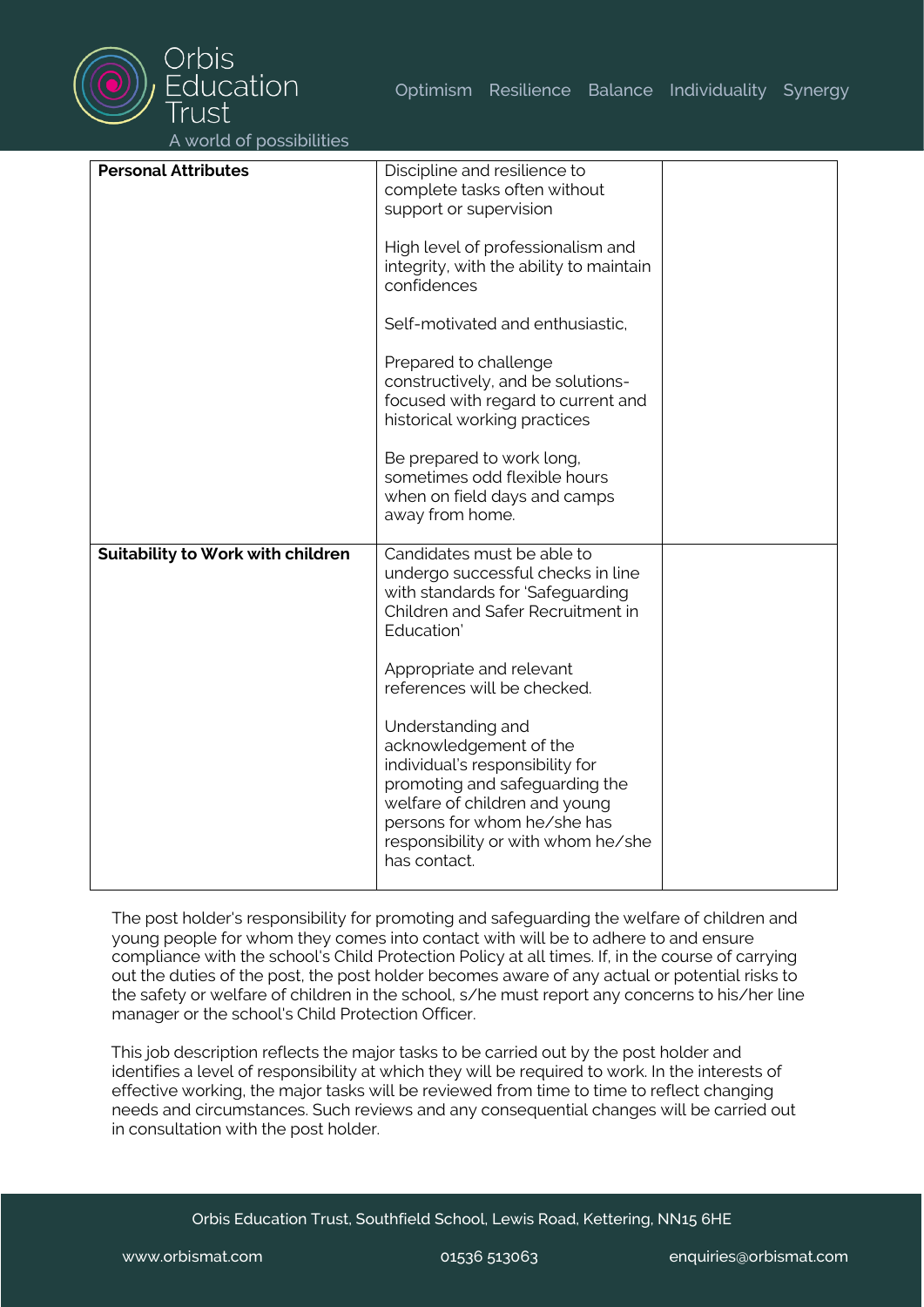| | | |
|---|---|---|
| **Personal Attributes** | Discipline and resilience to complete tasks often without support or supervision<br><br>High level of professionalism and integrity, with the ability to maintain confidences<br><br>Self-motivated and enthusiastic,<br><br>Prepared to challenge constructively, and be solutions-focused with regard to current and historical working practices<br><br>Be prepared to work long, sometimes odd flexible hours when on field days and camps away from home. | |
| **Suitability to Work with children** | Candidates must be able to undergo successful checks in line with standards for 'Safeguarding Children and Safer Recruitment in Education'<br><br>Appropriate and relevant references will be checked.<br><br>Understanding and acknowledgement of the individual's responsibility for promoting and safeguarding the welfare of children and young persons for whom he/she has responsibility or with whom he/she has contact. | |

The post holder's responsibility for promoting and safeguarding the welfare of children and young people for whom they comes into contact with will be to adhere to and ensure compliance with the school's Child Protection Policy at all times. If, in the course of carrying out the duties of the post, the post holder becomes aware of any actual or potential risks to the safety or welfare of children in the school, s/he must report any concerns to his/her line manager or the school's Child Protection Officer.

This job description reflects the major tasks to be carried out by the post holder and identifies a level of responsibility at which they will be required to work. In the interests of effective working, the major tasks will be reviewed from time to time to reflect changing needs and circumstances. Such reviews and any consequential changes will be carried out in consultation with the post holder.